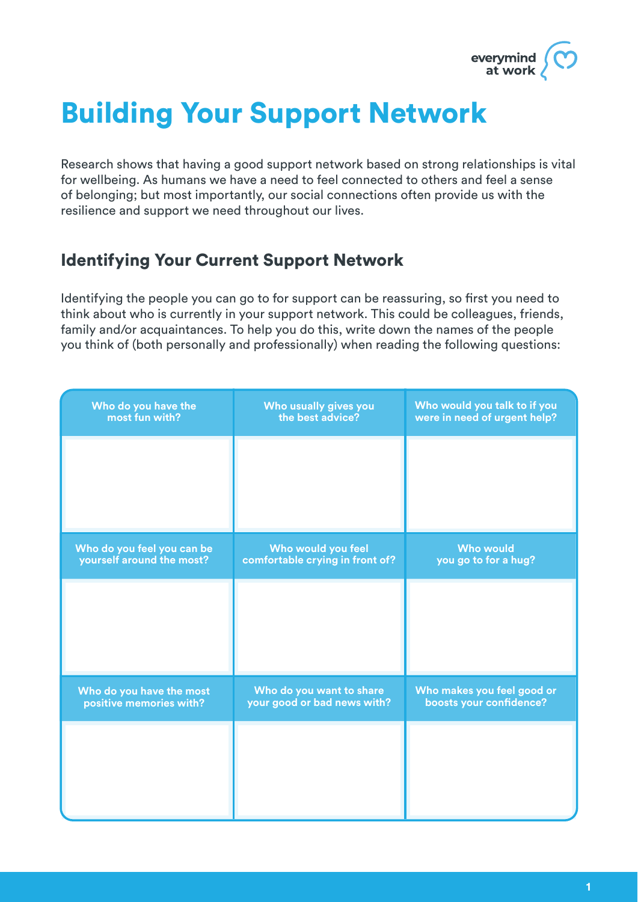# Building Your Support Network

Research shows that having a good support network based on strong relationships is vital for wellbeing. As humans we have a need to feel connected to others and feel a sense of belonging; but most importantly, our social connections often provide us with the resilience and support we need throughout our lives.

## Identifying Your Current Support Network

Identifying the people you can go to for support can be reassuring, so first you need to think about who is currently in your support network. This could be colleagues, friends, family and/or acquaintances. To help you do this, write down the names of the people you think of (both personally and professionally) when reading the following questions:

| Who do you have the most fun with? | Who usually gives you the best advice? | Who would you talk to if you were in need of urgent help? |
| --- | --- | --- |
| | | |
| **Who do you feel you can be yourself around the most?** | **Who would you feel comfortable crying in front of?** | **Who would you go to for a hug?** |
| | | |
| **Who do you have the most positive memories with?** | **Who do you want to share your good or bad news with?** | **Who makes you feel good or boosts your confidence?** |
| | | |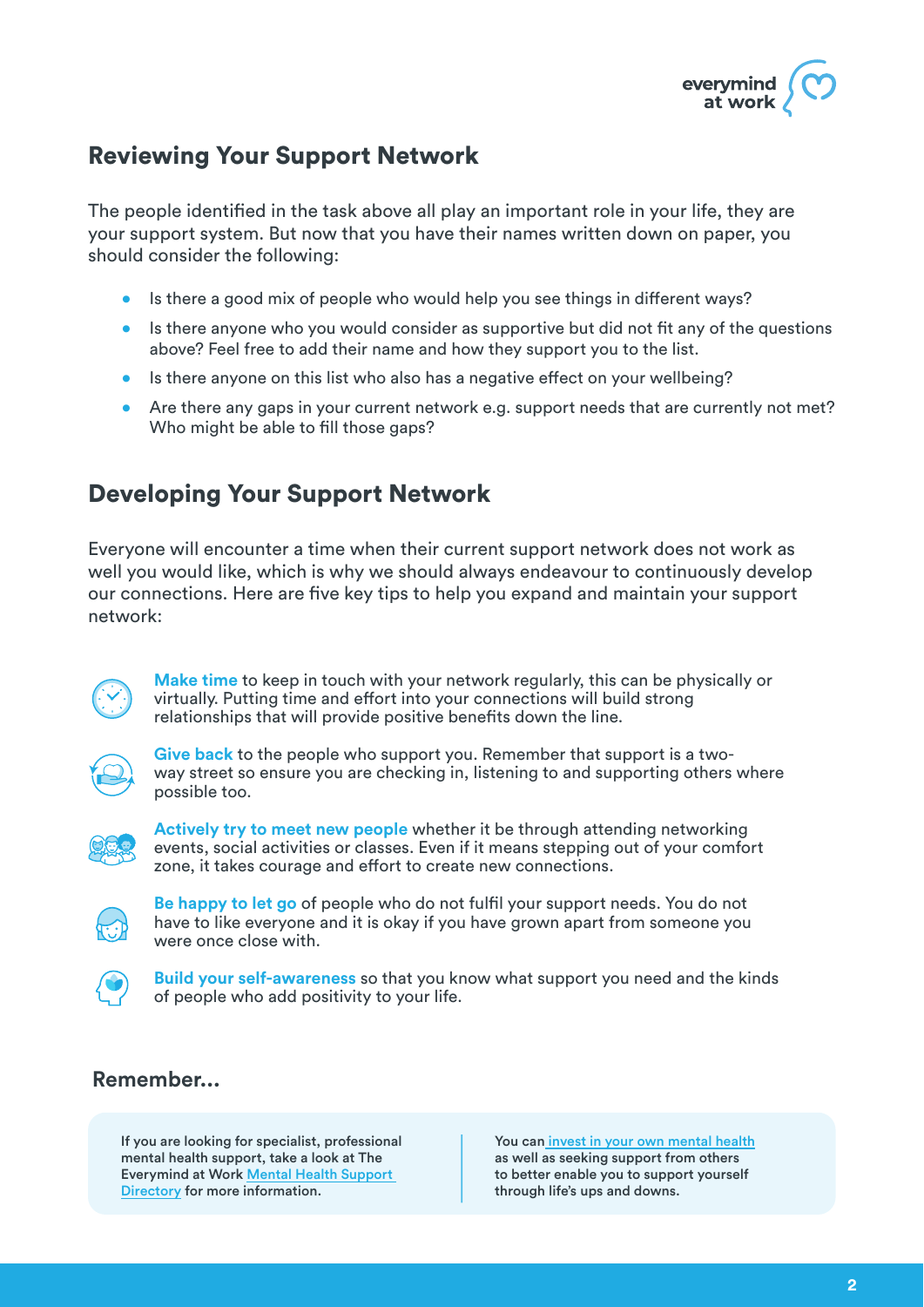## Reviewing Your Support Network

The people identified in the task above all play an important role in your life, they are your support system. But now that you have their names written down on paper, you should consider the following:

- Is there a good mix of people who would help you see things in different ways?
- Is there anyone who you would consider as supportive but did not fit any of the questions above? Feel free to add their name and how they support you to the list.
- Is there anyone on this list who also has a negative effect on your wellbeing?
- Are there any gaps in your current network e.g. support needs that are currently not met? Who might be able to fill those gaps?

## Developing Your Support Network

Everyone will encounter a time when their current support network does not work as well you would like, which is why we should always endeavour to continuously develop our connections. Here are five key tips to help you expand and maintain your support network:

**Make time** to keep in touch with your network regularly, this can be physically or virtually. Putting time and effort into your connections will build strong relationships that will provide positive benefits down the line.

**Give back** to the people who support you. Remember that support is a two-way street so ensure you are checking in, listening to and supporting others where possible too.

**Actively try to meet new people** whether it be through attending networking events, social activities or classes. Even if it means stepping out of your comfort zone, it takes courage and effort to create new connections.

**Be happy to let go** of people who do not fulfil your support needs. You do not have to like everyone and it is okay if you have grown apart from someone you were once close with.

**Build your self-awareness** so that you know what support you need and the kinds of people who add positivity to your life.

### Remember...

If you are looking for specialist, professional mental health support, take a look at The Everymind at Work Mental Health Support Directory for more information.

You can invest in your own mental health as well as seeking support from others to better enable you to support yourself through life's ups and downs.